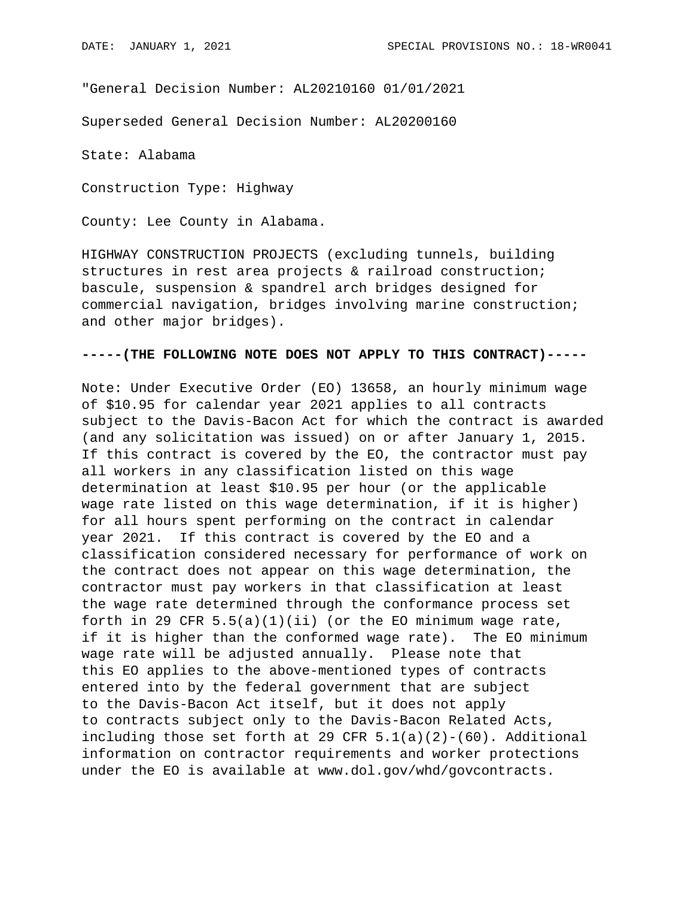DATE: JANUARY 1, 2021 SPECIAL PROVISIONS NO.: 18-WR0041

"General Decision Number: AL20210160 01/01/2021

Superseded General Decision Number: AL20200160

State: Alabama

Construction Type: Highway

County: Lee County in Alabama.

HIGHWAY CONSTRUCTION PROJECTS (excluding tunnels, building structures in rest area projects & railroad construction; bascule, suspension & spandrel arch bridges designed for commercial navigation, bridges involving marine construction; and other major bridges).

**-----(THE FOLLOWING NOTE DOES NOT APPLY TO THIS CONTRACT)-----**

Note: Under Executive Order (EO) 13658, an hourly minimum wage of $10.95 for calendar year 2021 applies to all contracts subject to the Davis-Bacon Act for which the contract is awarded (and any solicitation was issued) on or after January 1, 2015. If this contract is covered by the EO, the contractor must pay all workers in any classification listed on this wage determination at least $10.95 per hour (or the applicable wage rate listed on this wage determination, if it is higher) for all hours spent performing on the contract in calendar year 2021. If this contract is covered by the EO and a classification considered necessary for performance of work on the contract does not appear on this wage determination, the contractor must pay workers in that classification at least the wage rate determined through the conformance process set forth in 29 CFR 5.5(a)(1)(ii) (or the EO minimum wage rate, if it is higher than the conformed wage rate). The EO minimum wage rate will be adjusted annually. Please note that this EO applies to the above-mentioned types of contracts entered into by the federal government that are subject to the Davis-Bacon Act itself, but it does not apply to contracts subject only to the Davis-Bacon Related Acts, including those set forth at 29 CFR 5.1(a)(2)-(60). Additional information on contractor requirements and worker protections under the EO is available at www.dol.gov/whd/govcontracts.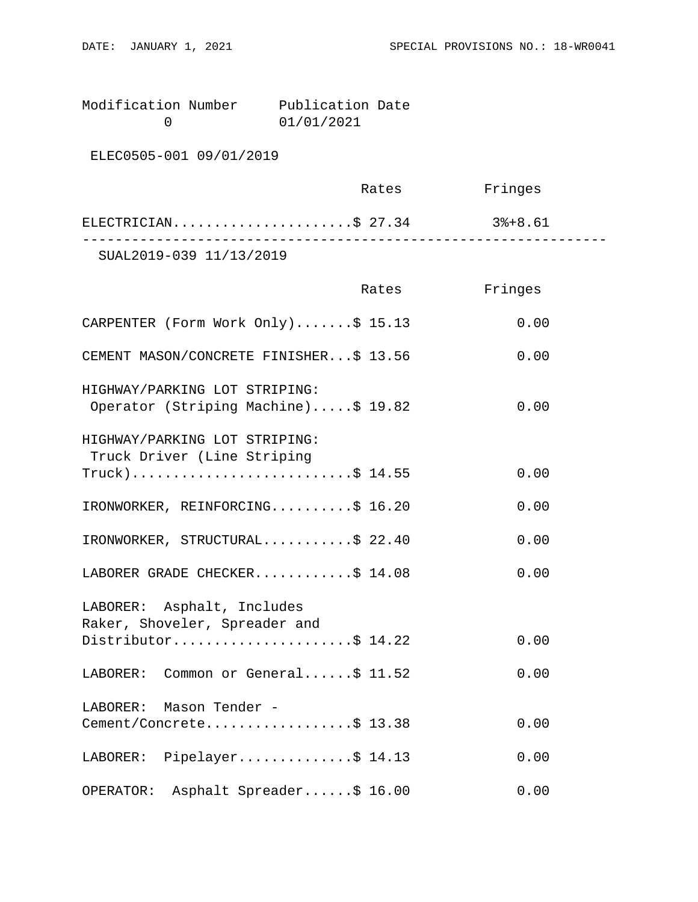| Modification Number | Publication Date |
|---|---|
| 0 | 01/01/2021 |

ELEC0505-001 09/01/2019

| | Rates | Fringes |
|---|---|---|
| ELECTRICIAN | $ 27.34 | 3%+8.61 |

---

SUAL2019-039 11/13/2019

| | Rates | Fringes |
|---|---|---|
| CARPENTER (Form Work Only) | $ 15.13 | 0.00 |
| CEMENT MASON/CONCRETE FINISHER | $ 13.56 | 0.00 |
| HIGHWAY/PARKING LOT STRIPING: Operator (Striping Machine) | $ 19.82 | 0.00 |
| HIGHWAY/PARKING LOT STRIPING: Truck Driver (Line Striping Truck) | $ 14.55 | 0.00 |
| IRONWORKER, REINFORCING | $ 16.20 | 0.00 |
| IRONWORKER, STRUCTURAL | $ 22.40 | 0.00 |
| LABORER GRADE CHECKER | $ 14.08 | 0.00 |
| LABORER: Asphalt, Includes Raker, Shoveler, Spreader and Distributor | $ 14.22 | 0.00 |
| LABORER: Common or General | $ 11.52 | 0.00 |
| LABORER: Mason Tender - Cement/Concrete | $ 13.38 | 0.00 |
| LABORER: Pipelayer | $ 14.13 | 0.00 |
| OPERATOR: Asphalt Spreader | $ 16.00 | 0.00 |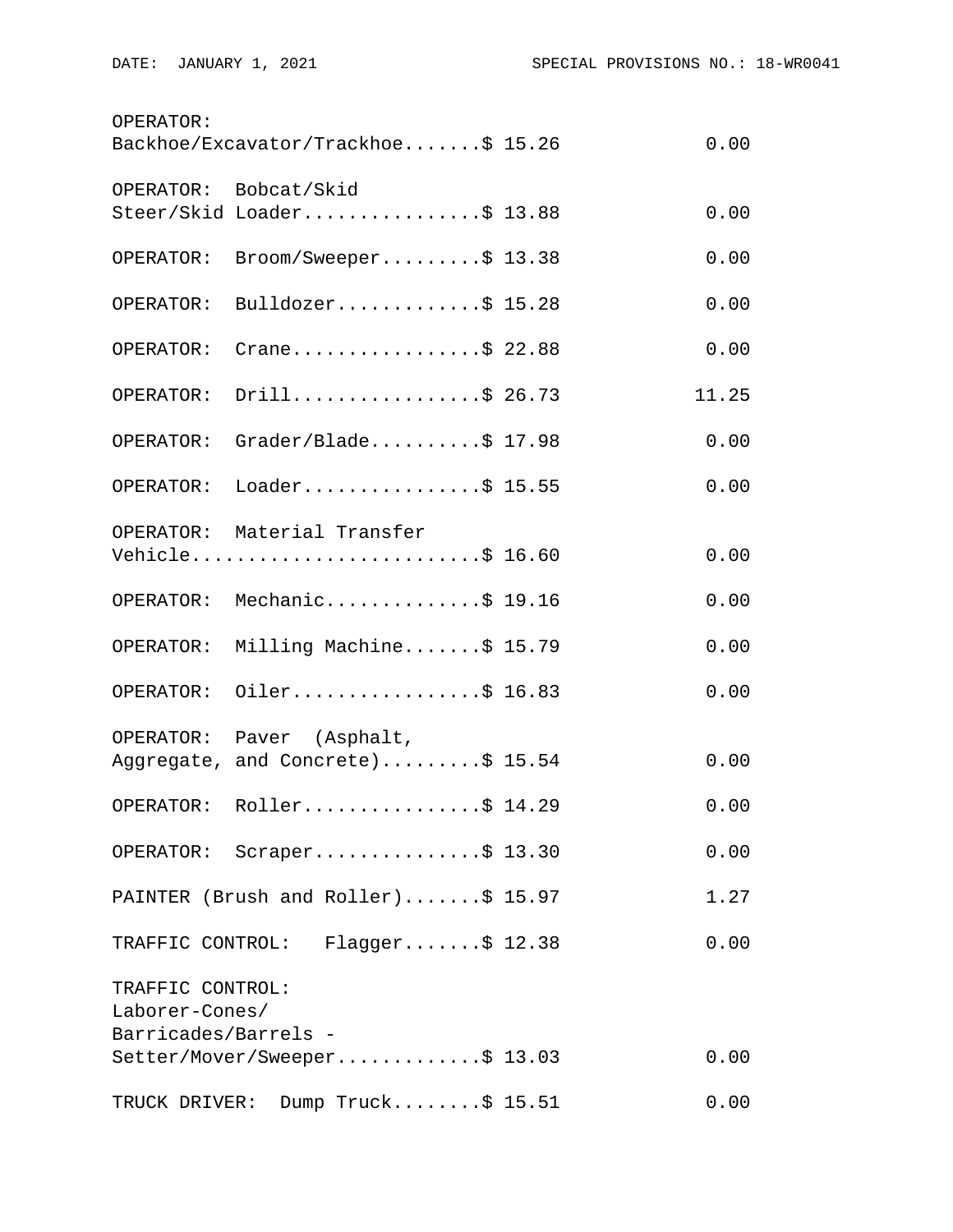| | Rates | Fringes |
|---|---|---|
| OPERATOR: Backhoe/Excavator/Trackhoe | $ 15.26 | 0.00 |
| OPERATOR: Bobcat/Skid Steer/Skid Loader | $ 13.88 | 0.00 |
| OPERATOR: Broom/Sweeper | $ 13.38 | 0.00 |
| OPERATOR: Bulldozer | $ 15.28 | 0.00 |
| OPERATOR: Crane | $ 22.88 | 0.00 |
| OPERATOR: Drill | $ 26.73 | 11.25 |
| OPERATOR: Grader/Blade | $ 17.98 | 0.00 |
| OPERATOR: Loader | $ 15.55 | 0.00 |
| OPERATOR: Material Transfer Vehicle | $ 16.60 | 0.00 |
| OPERATOR: Mechanic | $ 19.16 | 0.00 |
| OPERATOR: Milling Machine | $ 15.79 | 0.00 |
| OPERATOR: Oiler | $ 16.83 | 0.00 |
| OPERATOR: Paver (Asphalt, Aggregate, and Concrete) | $ 15.54 | 0.00 |
| OPERATOR: Roller | $ 14.29 | 0.00 |
| OPERATOR: Scraper | $ 13.30 | 0.00 |
| PAINTER (Brush and Roller) | $ 15.97 | 1.27 |
| TRAFFIC CONTROL: Flagger | $ 12.38 | 0.00 |
| TRAFFIC CONTROL: Laborer-Cones/ Barricades/Barrels - Setter/Mover/Sweeper | $ 13.03 | 0.00 |
| TRUCK DRIVER: Dump Truck | $ 15.51 | 0.00 |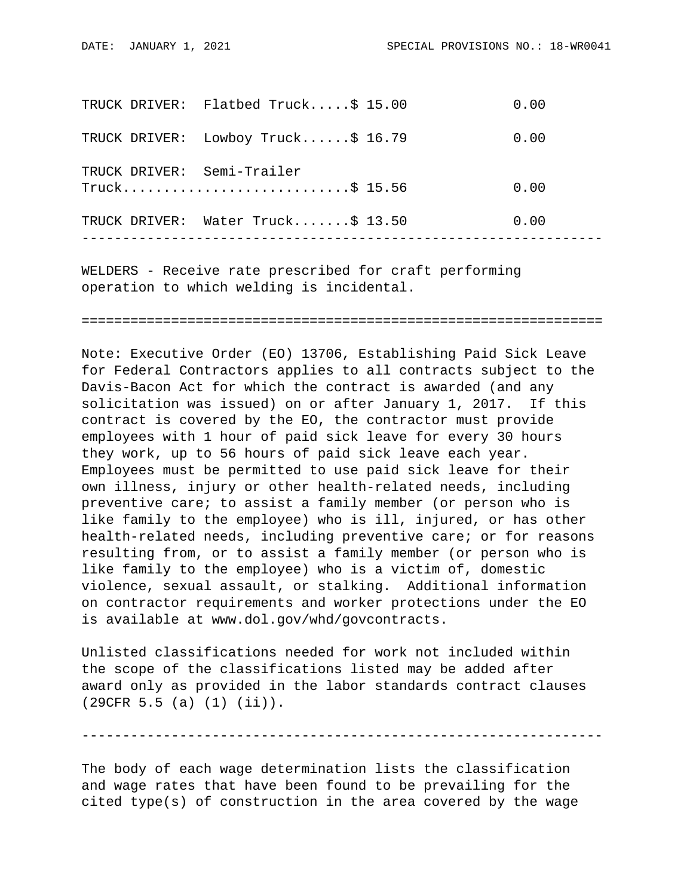| | Rates | Fringes |
|---|---|---|
| TRUCK DRIVER: Flatbed Truck | $ 15.00 | 0.00 |
| TRUCK DRIVER: Lowboy Truck | $ 16.79 | 0.00 |
| TRUCK DRIVER: Semi-Trailer Truck | $ 15.56 | 0.00 |
| TRUCK DRIVER: Water Truck | $ 13.50 | 0.00 |

---

WELDERS - Receive rate prescribed for craft performing operation to which welding is incidental.

---

Note: Executive Order (EO) 13706, Establishing Paid Sick Leave for Federal Contractors applies to all contracts subject to the Davis-Bacon Act for which the contract is awarded (and any solicitation was issued) on or after January 1, 2017. If this contract is covered by the EO, the contractor must provide employees with 1 hour of paid sick leave for every 30 hours they work, up to 56 hours of paid sick leave each year. Employees must be permitted to use paid sick leave for their own illness, injury or other health-related needs, including preventive care; to assist a family member (or person who is like family to the employee) who is ill, injured, or has other health-related needs, including preventive care; or for reasons resulting from, or to assist a family member (or person who is like family to the employee) who is a victim of, domestic violence, sexual assault, or stalking. Additional information on contractor requirements and worker protections under the EO is available at www.dol.gov/whd/govcontracts.

Unlisted classifications needed for work not included within the scope of the classifications listed may be added after award only as provided in the labor standards contract clauses (29CFR 5.5 (a) (1) (ii)).

---

The body of each wage determination lists the classification and wage rates that have been found to be prevailing for the cited type(s) of construction in the area covered by the wage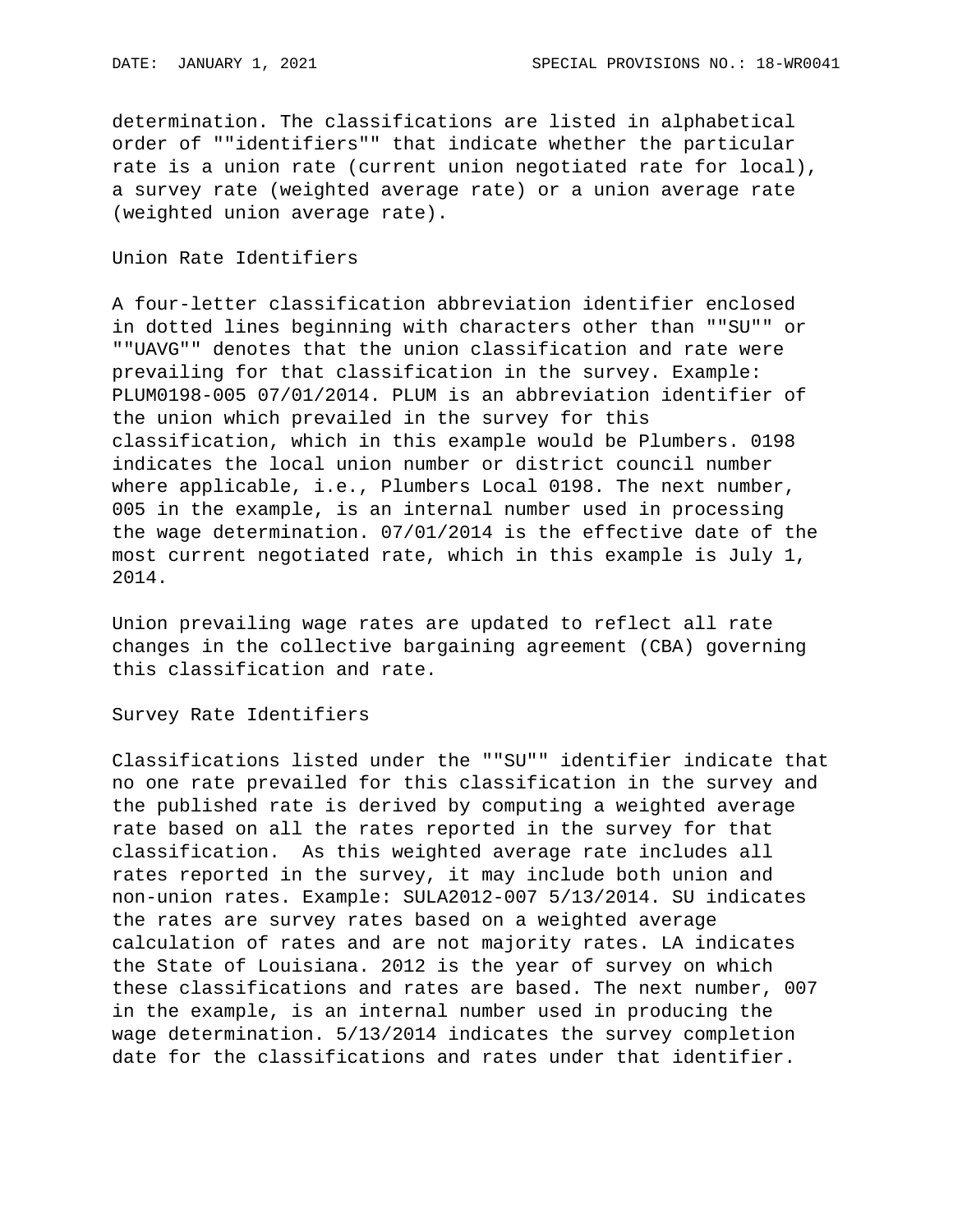determination. The classifications are listed in alphabetical order of ""identifiers"" that indicate whether the particular rate is a union rate (current union negotiated rate for local), a survey rate (weighted average rate) or a union average rate (weighted union average rate).

Union Rate Identifiers

A four-letter classification abbreviation identifier enclosed in dotted lines beginning with characters other than ""SU"" or ""UAVG"" denotes that the union classification and rate were prevailing for that classification in the survey. Example: PLUM0198-005 07/01/2014. PLUM is an abbreviation identifier of the union which prevailed in the survey for this classification, which in this example would be Plumbers. 0198 indicates the local union number or district council number where applicable, i.e., Plumbers Local 0198. The next number, 005 in the example, is an internal number used in processing the wage determination. 07/01/2014 is the effective date of the most current negotiated rate, which in this example is July 1, 2014.

Union prevailing wage rates are updated to reflect all rate changes in the collective bargaining agreement (CBA) governing this classification and rate.

Survey Rate Identifiers

Classifications listed under the ""SU"" identifier indicate that no one rate prevailed for this classification in the survey and the published rate is derived by computing a weighted average rate based on all the rates reported in the survey for that classification. As this weighted average rate includes all rates reported in the survey, it may include both union and non-union rates. Example: SULA2012-007 5/13/2014. SU indicates the rates are survey rates based on a weighted average calculation of rates and are not majority rates. LA indicates the State of Louisiana. 2012 is the year of survey on which these classifications and rates are based. The next number, 007 in the example, is an internal number used in producing the wage determination. 5/13/2014 indicates the survey completion date for the classifications and rates under that identifier.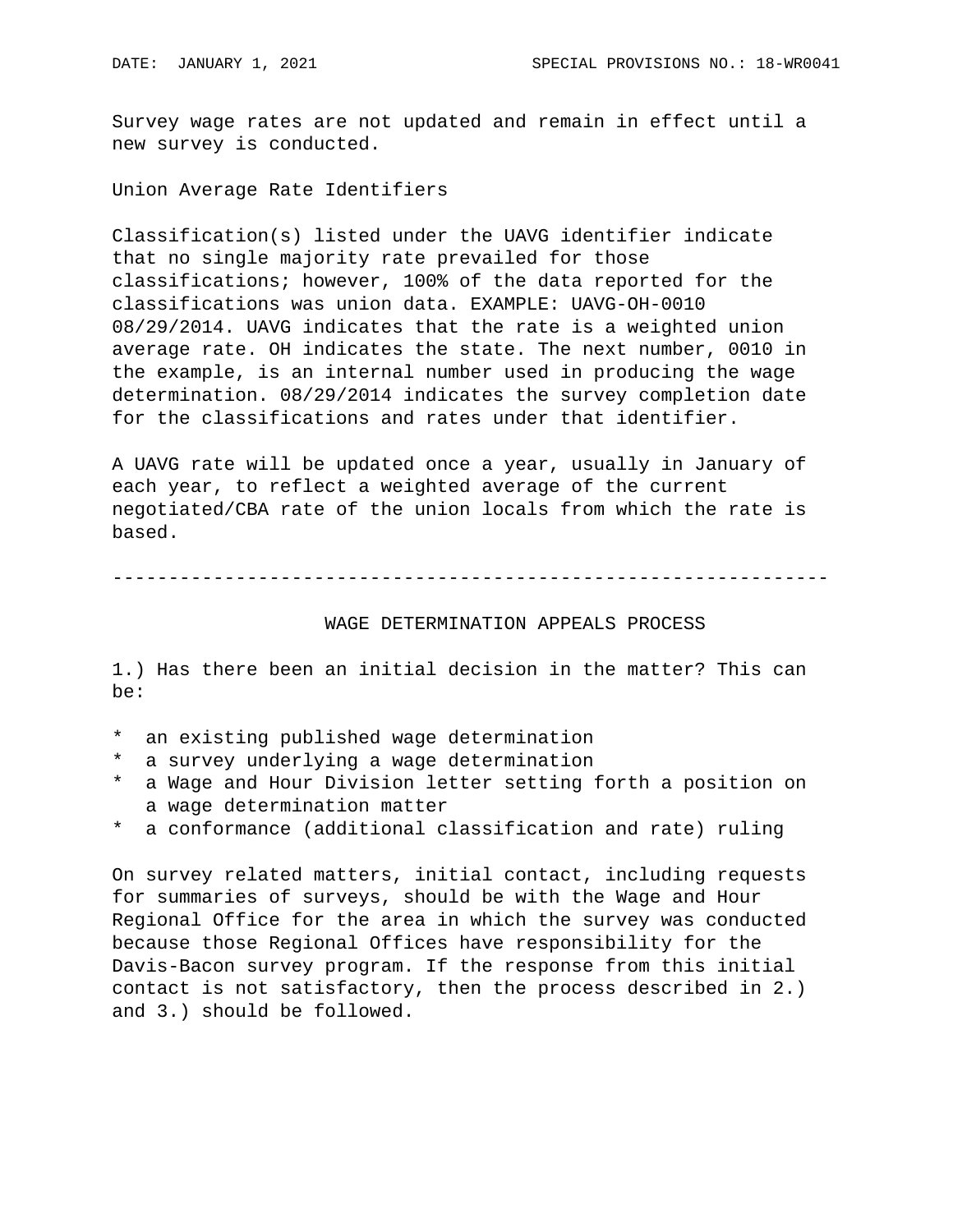Survey wage rates are not updated and remain in effect until a new survey is conducted.

Union Average Rate Identifiers

Classification(s) listed under the UAVG identifier indicate that no single majority rate prevailed for those classifications; however, 100% of the data reported for the classifications was union data. EXAMPLE: UAVG-OH-0010 08/29/2014. UAVG indicates that the rate is a weighted union average rate. OH indicates the state. The next number, 0010 in the example, is an internal number used in producing the wage determination. 08/29/2014 indicates the survey completion date for the classifications and rates under that identifier.

A UAVG rate will be updated once a year, usually in January of each year, to reflect a weighted average of the current negotiated/CBA rate of the union locals from which the rate is based.

----------------------------------------------------------------

## WAGE DETERMINATION APPEALS PROCESS

1.) Has there been an initial decision in the matter? This can be:

* an existing published wage determination
* a survey underlying a wage determination
* a Wage and Hour Division letter setting forth a position on a wage determination matter
* a conformance (additional classification and rate) ruling

On survey related matters, initial contact, including requests for summaries of surveys, should be with the Wage and Hour Regional Office for the area in which the survey was conducted because those Regional Offices have responsibility for the Davis-Bacon survey program. If the response from this initial contact is not satisfactory, then the process described in 2.) and 3.) should be followed.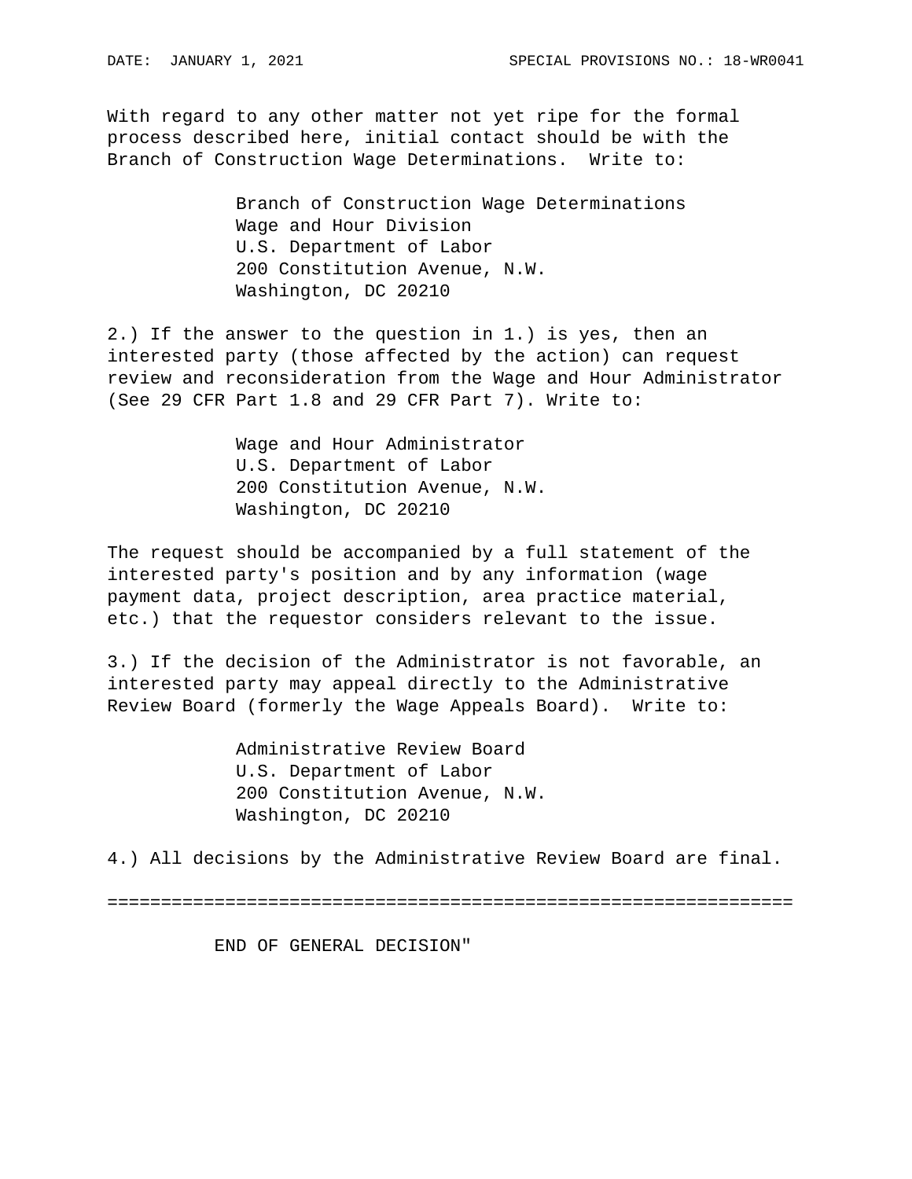With regard to any other matter not yet ripe for the formal process described here, initial contact should be with the Branch of Construction Wage Determinations. Write to:

Branch of Construction Wage Determinations
Wage and Hour Division
U.S. Department of Labor
200 Constitution Avenue, N.W.
Washington, DC 20210

2.) If the answer to the question in 1.) is yes, then an interested party (those affected by the action) can request review and reconsideration from the Wage and Hour Administrator (See 29 CFR Part 1.8 and 29 CFR Part 7). Write to:

Wage and Hour Administrator
U.S. Department of Labor
200 Constitution Avenue, N.W.
Washington, DC 20210

The request should be accompanied by a full statement of the interested party's position and by any information (wage payment data, project description, area practice material, etc.) that the requestor considers relevant to the issue.

3.) If the decision of the Administrator is not favorable, an interested party may appeal directly to the Administrative Review Board (formerly the Wage Appeals Board). Write to:

Administrative Review Board
U.S. Department of Labor
200 Constitution Avenue, N.W.
Washington, DC 20210

4.) All decisions by the Administrative Review Board are final.

================================================================

END OF GENERAL DECISION"